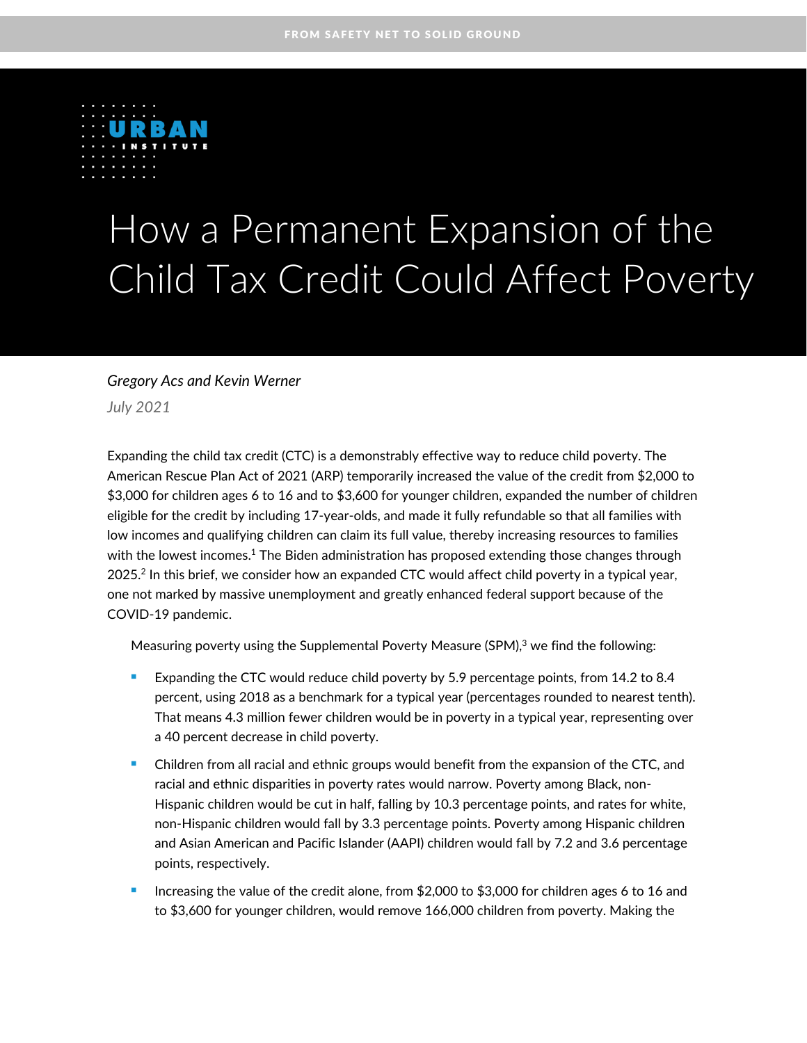FROM SAFETY NET TO SOLID GROUND

URBAN INSTITUTE

# How a Permanent Expansion of the Child Tax Credit Could Affect Poverty

*Gregory Acs and Kevin Werner*

*July 2021*

Expanding the child tax credit (CTC) is a demonstrably effective way to reduce child poverty. The American Rescue Plan Act of 2021 (ARP) temporarily increased the value of the credit from $2,000 to $3,000 for children ages 6 to 16 and to $3,600 for younger children, expanded the number of children eligible for the credit by including 17-year-olds, and made it fully refundable so that all families with low incomes and qualifying children can claim its full value, thereby increasing resources to families with the lowest incomes.[1] The Biden administration has proposed extending those changes through 2025.[2] In this brief, we consider how an expanded CTC would affect child poverty in a typical year, one not marked by massive unemployment and greatly enhanced federal support because of the COVID-19 pandemic.

Measuring poverty using the Supplemental Poverty Measure (SPM),[3] we find the following:

- Expanding the CTC would reduce child poverty by 5.9 percentage points, from 14.2 to 8.4 percent, using 2018 as a benchmark for a typical year (percentages rounded to nearest tenth). That means 4.3 million fewer children would be in poverty in a typical year, representing over a 40 percent decrease in child poverty.
- Children from all racial and ethnic groups would benefit from the expansion of the CTC, and racial and ethnic disparities in poverty rates would narrow. Poverty among Black, non-Hispanic children would be cut in half, falling by 10.3 percentage points, and rates for white, non-Hispanic children would fall by 3.3 percentage points. Poverty among Hispanic children and Asian American and Pacific Islander (AAPI) children would fall by 7.2 and 3.6 percentage points, respectively.
- Increasing the value of the credit alone, from $2,000 to $3,000 for children ages 6 to 16 and to $3,600 for younger children, would remove 166,000 children from poverty. Making the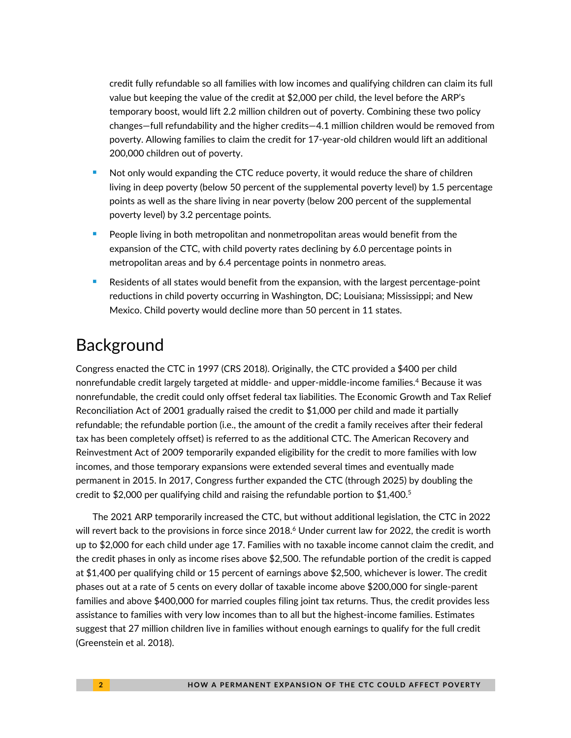credit fully refundable so all families with low incomes and qualifying children can claim its full value but keeping the value of the credit at $2,000 per child, the level before the ARP's temporary boost, would lift 2.2 million children out of poverty. Combining these two policy changes—full refundability and the higher credits—4.1 million children would be removed from poverty. Allowing families to claim the credit for 17-year-old children would lift an additional 200,000 children out of poverty.

- Not only would expanding the CTC reduce poverty, it would reduce the share of children living in deep poverty (below 50 percent of the supplemental poverty level) by 1.5 percentage points as well as the share living in near poverty (below 200 percent of the supplemental poverty level) by 3.2 percentage points.
- People living in both metropolitan and nonmetropolitan areas would benefit from the expansion of the CTC, with child poverty rates declining by 6.0 percentage points in metropolitan areas and by 6.4 percentage points in nonmetro areas.
- Residents of all states would benefit from the expansion, with the largest percentage-point reductions in child poverty occurring in Washington, DC; Louisiana; Mississippi; and New Mexico. Child poverty would decline more than 50 percent in 11 states.

# Background

Congress enacted the CTC in 1997 (CRS 2018). Originally, the CTC provided a $400 per child nonrefundable credit largely targeted at middle- and upper-middle-income families.[4] Because it was nonrefundable, the credit could only offset federal tax liabilities. The Economic Growth and Tax Relief Reconciliation Act of 2001 gradually raised the credit to $1,000 per child and made it partially refundable; the refundable portion (i.e., the amount of the credit a family receives after their federal tax has been completely offset) is referred to as the additional CTC. The American Recovery and Reinvestment Act of 2009 temporarily expanded eligibility for the credit to more families with low incomes, and those temporary expansions were extended several times and eventually made permanent in 2015. In 2017, Congress further expanded the CTC (through 2025) by doubling the credit to $2,000 per qualifying child and raising the refundable portion to $1,400.[5]

The 2021 ARP temporarily increased the CTC, but without additional legislation, the CTC in 2022 will revert back to the provisions in force since 2018.[6] Under current law for 2022, the credit is worth up to $2,000 for each child under age 17. Families with no taxable income cannot claim the credit, and the credit phases in only as income rises above $2,500. The refundable portion of the credit is capped at $1,400 per qualifying child or 15 percent of earnings above $2,500, whichever is lower. The credit phases out at a rate of 5 cents on every dollar of taxable income above $200,000 for single-parent families and above $400,000 for married couples filing joint tax returns. Thus, the credit provides less assistance to families with very low incomes than to all but the highest-income families. Estimates suggest that 27 million children live in families without enough earnings to qualify for the full credit (Greenstein et al. 2018).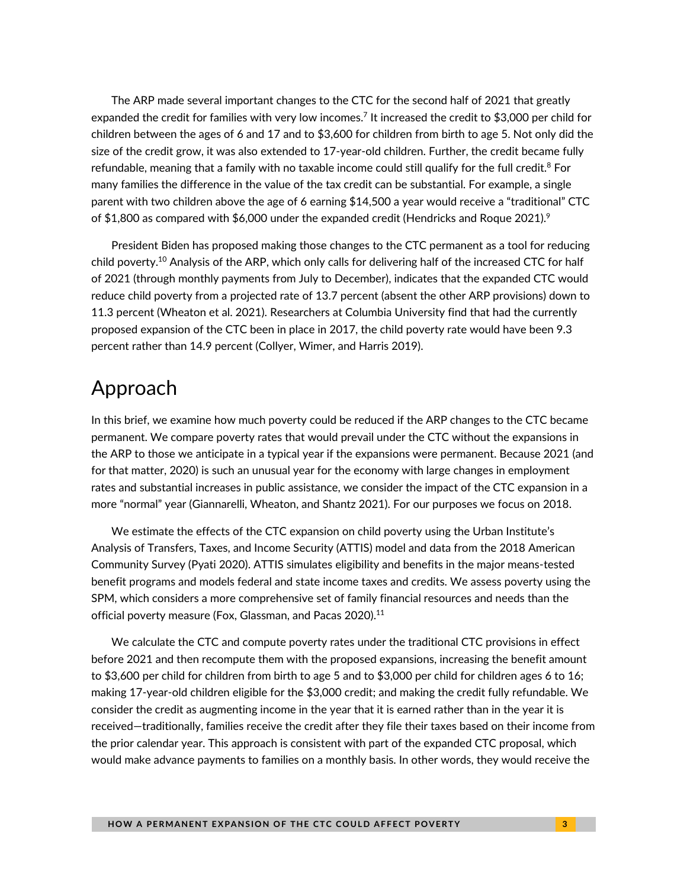The ARP made several important changes to the CTC for the second half of 2021 that greatly expanded the credit for families with very low incomes.[7] It increased the credit to $3,000 per child for children between the ages of 6 and 17 and to $3,600 for children from birth to age 5. Not only did the size of the credit grow, it was also extended to 17-year-old children. Further, the credit became fully refundable, meaning that a family with no taxable income could still qualify for the full credit.[8] For many families the difference in the value of the tax credit can be substantial. For example, a single parent with two children above the age of 6 earning $14,500 a year would receive a "traditional" CTC of $1,800 as compared with $6,000 under the expanded credit (Hendricks and Roque 2021).[9]

President Biden has proposed making those changes to the CTC permanent as a tool for reducing child poverty.[10] Analysis of the ARP, which only calls for delivering half of the increased CTC for half of 2021 (through monthly payments from July to December), indicates that the expanded CTC would reduce child poverty from a projected rate of 13.7 percent (absent the other ARP provisions) down to 11.3 percent (Wheaton et al. 2021). Researchers at Columbia University find that had the currently proposed expansion of the CTC been in place in 2017, the child poverty rate would have been 9.3 percent rather than 14.9 percent (Collyer, Wimer, and Harris 2019).

# Approach

In this brief, we examine how much poverty could be reduced if the ARP changes to the CTC became permanent. We compare poverty rates that would prevail under the CTC without the expansions in the ARP to those we anticipate in a typical year if the expansions were permanent. Because 2021 (and for that matter, 2020) is such an unusual year for the economy with large changes in employment rates and substantial increases in public assistance, we consider the impact of the CTC expansion in a more "normal" year (Giannarelli, Wheaton, and Shantz 2021). For our purposes we focus on 2018.

We estimate the effects of the CTC expansion on child poverty using the Urban Institute's Analysis of Transfers, Taxes, and Income Security (ATTIS) model and data from the 2018 American Community Survey (Pyati 2020). ATTIS simulates eligibility and benefits in the major means-tested benefit programs and models federal and state income taxes and credits. We assess poverty using the SPM, which considers a more comprehensive set of family financial resources and needs than the official poverty measure (Fox, Glassman, and Pacas 2020).[11]

We calculate the CTC and compute poverty rates under the traditional CTC provisions in effect before 2021 and then recompute them with the proposed expansions, increasing the benefit amount to $3,600 per child for children from birth to age 5 and to $3,000 per child for children ages 6 to 16; making 17-year-old children eligible for the $3,000 credit; and making the credit fully refundable. We consider the credit as augmenting income in the year that it is earned rather than in the year it is received—traditionally, families receive the credit after they file their taxes based on their income from the prior calendar year. This approach is consistent with part of the expanded CTC proposal, which would make advance payments to families on a monthly basis. In other words, they would receive the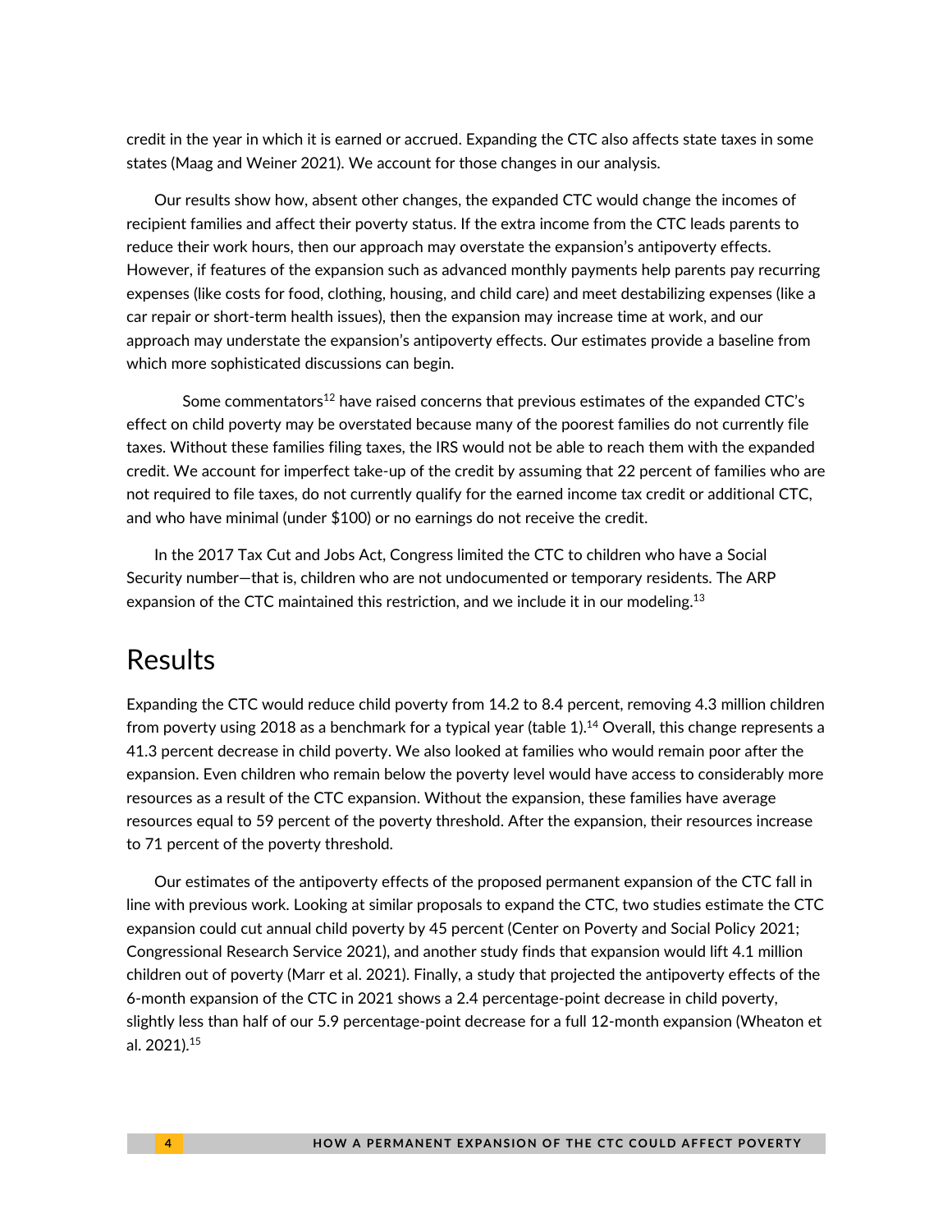credit in the year in which it is earned or accrued. Expanding the CTC also affects state taxes in some states (Maag and Weiner 2021). We account for those changes in our analysis.

Our results show how, absent other changes, the expanded CTC would change the incomes of recipient families and affect their poverty status. If the extra income from the CTC leads parents to reduce their work hours, then our approach may overstate the expansion's antipoverty effects. However, if features of the expansion such as advanced monthly payments help parents pay recurring expenses (like costs for food, clothing, housing, and child care) and meet destabilizing expenses (like a car repair or short-term health issues), then the expansion may increase time at work, and our approach may understate the expansion's antipoverty effects. Our estimates provide a baseline from which more sophisticated discussions can begin.

Some commentators[12] have raised concerns that previous estimates of the expanded CTC's effect on child poverty may be overstated because many of the poorest families do not currently file taxes. Without these families filing taxes, the IRS would not be able to reach them with the expanded credit. We account for imperfect take-up of the credit by assuming that 22 percent of families who are not required to file taxes, do not currently qualify for the earned income tax credit or additional CTC, and who have minimal (under $100) or no earnings do not receive the credit.

In the 2017 Tax Cut and Jobs Act, Congress limited the CTC to children who have a Social Security number—that is, children who are not undocumented or temporary residents. The ARP expansion of the CTC maintained this restriction, and we include it in our modeling.[13]

## Results

Expanding the CTC would reduce child poverty from 14.2 to 8.4 percent, removing 4.3 million children from poverty using 2018 as a benchmark for a typical year (table 1).[14] Overall, this change represents a 41.3 percent decrease in child poverty. We also looked at families who would remain poor after the expansion. Even children who remain below the poverty level would have access to considerably more resources as a result of the CTC expansion. Without the expansion, these families have average resources equal to 59 percent of the poverty threshold. After the expansion, their resources increase to 71 percent of the poverty threshold.

Our estimates of the antipoverty effects of the proposed permanent expansion of the CTC fall in line with previous work. Looking at similar proposals to expand the CTC, two studies estimate the CTC expansion could cut annual child poverty by 45 percent (Center on Poverty and Social Policy 2021; Congressional Research Service 2021), and another study finds that expansion would lift 4.1 million children out of poverty (Marr et al. 2021). Finally, a study that projected the antipoverty effects of the 6-month expansion of the CTC in 2021 shows a 2.4 percentage-point decrease in child poverty, slightly less than half of our 5.9 percentage-point decrease for a full 12-month expansion (Wheaton et al. 2021).[15]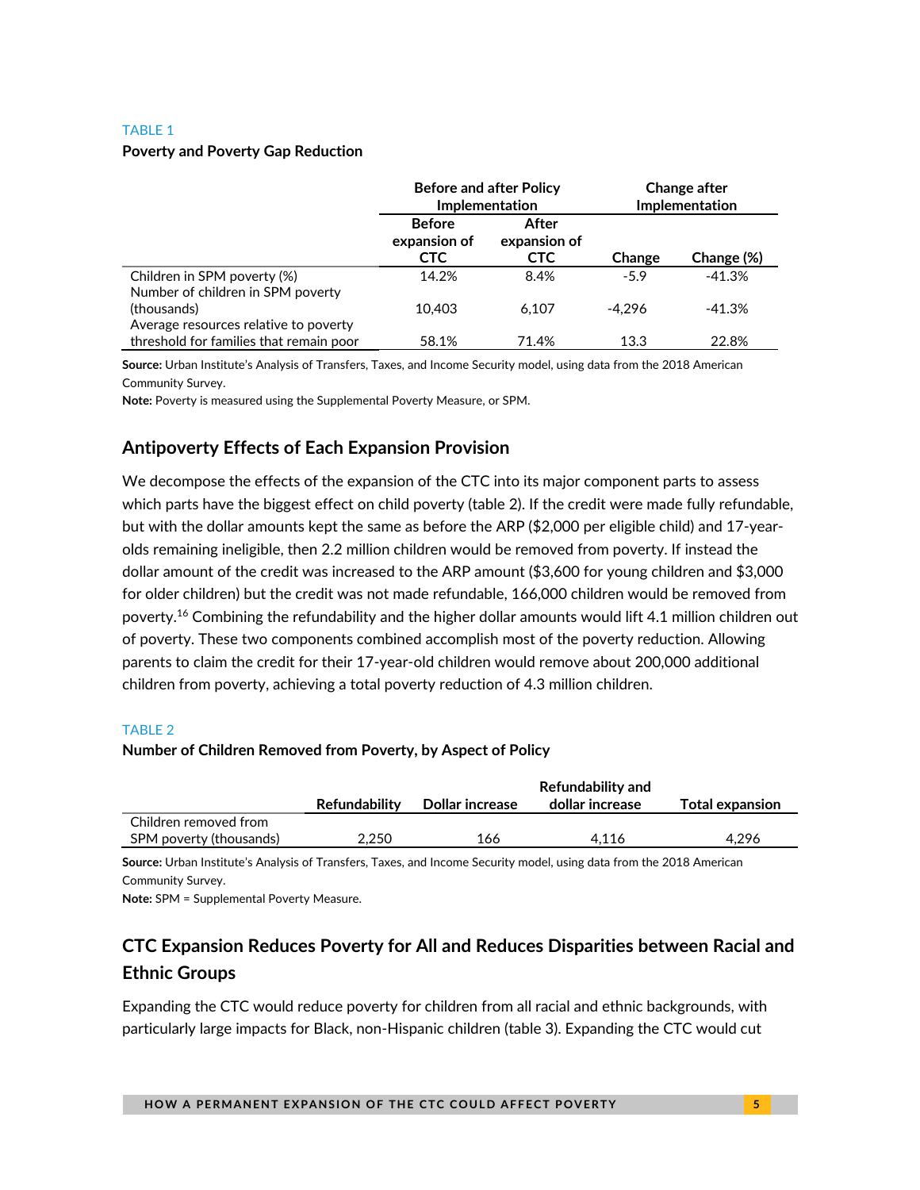TABLE 1

**Poverty and Poverty Gap Reduction**

| | Before and after Policy Implementation | | Change after Implementation | |
|---|---|---|---|---|
| | Before expansion of CTC | After expansion of CTC | Change | Change (%) |
| Children in SPM poverty (%) | 14.2% | 8.4% | -5.9 | -41.3% |
| Number of children in SPM poverty (thousands) | 10,403 | 6,107 | -4,296 | -41.3% |
| Average resources relative to poverty threshold for families that remain poor | 58.1% | 71.4% | 13.3 | 22.8% |

**Source:** Urban Institute's Analysis of Transfers, Taxes, and Income Security model, using data from the 2018 American Community Survey.

**Note:** Poverty is measured using the Supplemental Poverty Measure, or SPM.

## Antipoverty Effects of Each Expansion Provision

We decompose the effects of the expansion of the CTC into its major component parts to assess which parts have the biggest effect on child poverty (table 2). If the credit were made fully refundable, but with the dollar amounts kept the same as before the ARP ($2,000 per eligible child) and 17-year-olds remaining ineligible, then 2.2 million children would be removed from poverty. If instead the dollar amount of the credit was increased to the ARP amount ($3,600 for young children and $3,000 for older children) but the credit was not made refundable, 166,000 children would be removed from poverty.[16] Combining the refundability and the higher dollar amounts would lift 4.1 million children out of poverty. These two components combined accomplish most of the poverty reduction. Allowing parents to claim the credit for their 17-year-old children would remove about 200,000 additional children from poverty, achieving a total poverty reduction of 4.3 million children.

TABLE 2

**Number of Children Removed from Poverty, by Aspect of Policy**

| | Refundability | Dollar increase | Refundability and dollar increase | Total expansion |
|---|---|---|---|---|
| Children removed from SPM poverty (thousands) | 2,250 | 166 | 4,116 | 4,296 |

**Source:** Urban Institute's Analysis of Transfers, Taxes, and Income Security model, using data from the 2018 American Community Survey.

**Note:** SPM = Supplemental Poverty Measure.

## CTC Expansion Reduces Poverty for All and Reduces Disparities between Racial and Ethnic Groups

Expanding the CTC would reduce poverty for children from all racial and ethnic backgrounds, with particularly large impacts for Black, non-Hispanic children (table 3). Expanding the CTC would cut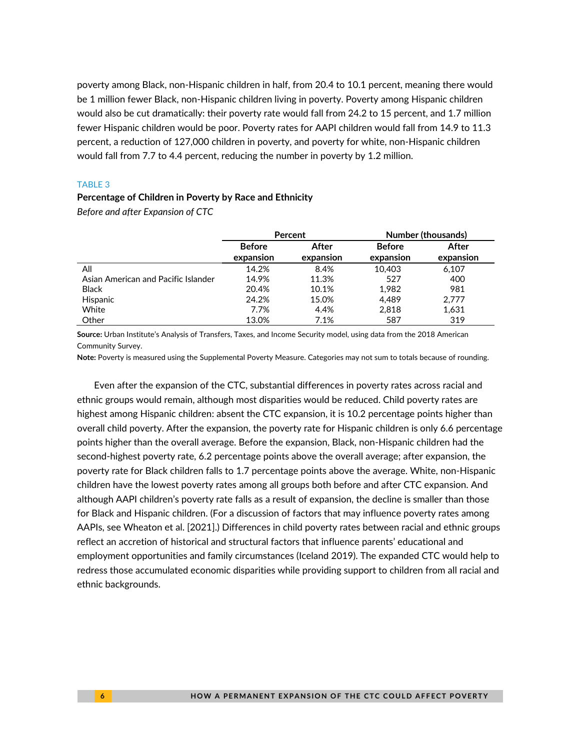poverty among Black, non-Hispanic children in half, from 20.4 to 10.1 percent, meaning there would be 1 million fewer Black, non-Hispanic children living in poverty. Poverty among Hispanic children would also be cut dramatically: their poverty rate would fall from 24.2 to 15 percent, and 1.7 million fewer Hispanic children would be poor. Poverty rates for AAPI children would fall from 14.9 to 11.3 percent, a reduction of 127,000 children in poverty, and poverty for white, non-Hispanic children would fall from 7.7 to 4.4 percent, reducing the number in poverty by 1.2 million.

TABLE 3

**Percentage of Children in Poverty by Race and Ethnicity**

*Before and after Expansion of CTC*

| | Percent | | Number (thousands) | |
|---|---|---|---|---|
| | **Before expansion** | **After expansion** | **Before expansion** | **After expansion** |
| All | 14.2% | 8.4% | 10,403 | 6,107 |
| Asian American and Pacific Islander | 14.9% | 11.3% | 527 | 400 |
| Black | 20.4% | 10.1% | 1,982 | 981 |
| Hispanic | 24.2% | 15.0% | 4,489 | 2,777 |
| White | 7.7% | 4.4% | 2,818 | 1,631 |
| Other | 13.0% | 7.1% | 587 | 319 |

**Source:** Urban Institute's Analysis of Transfers, Taxes, and Income Security model, using data from the 2018 American Community Survey.

**Note:** Poverty is measured using the Supplemental Poverty Measure. Categories may not sum to totals because of rounding.

Even after the expansion of the CTC, substantial differences in poverty rates across racial and ethnic groups would remain, although most disparities would be reduced. Child poverty rates are highest among Hispanic children: absent the CTC expansion, it is 10.2 percentage points higher than overall child poverty. After the expansion, the poverty rate for Hispanic children is only 6.6 percentage points higher than the overall average. Before the expansion, Black, non-Hispanic children had the second-highest poverty rate, 6.2 percentage points above the overall average; after expansion, the poverty rate for Black children falls to 1.7 percentage points above the average. White, non-Hispanic children have the lowest poverty rates among all groups both before and after CTC expansion. And although AAPI children's poverty rate falls as a result of expansion, the decline is smaller than those for Black and Hispanic children. (For a discussion of factors that may influence poverty rates among AAPIs, see Wheaton et al. [2021].) Differences in child poverty rates between racial and ethnic groups reflect an accretion of historical and structural factors that influence parents' educational and employment opportunities and family circumstances (Iceland 2019). The expanded CTC would help to redress those accumulated economic disparities while providing support to children from all racial and ethnic backgrounds.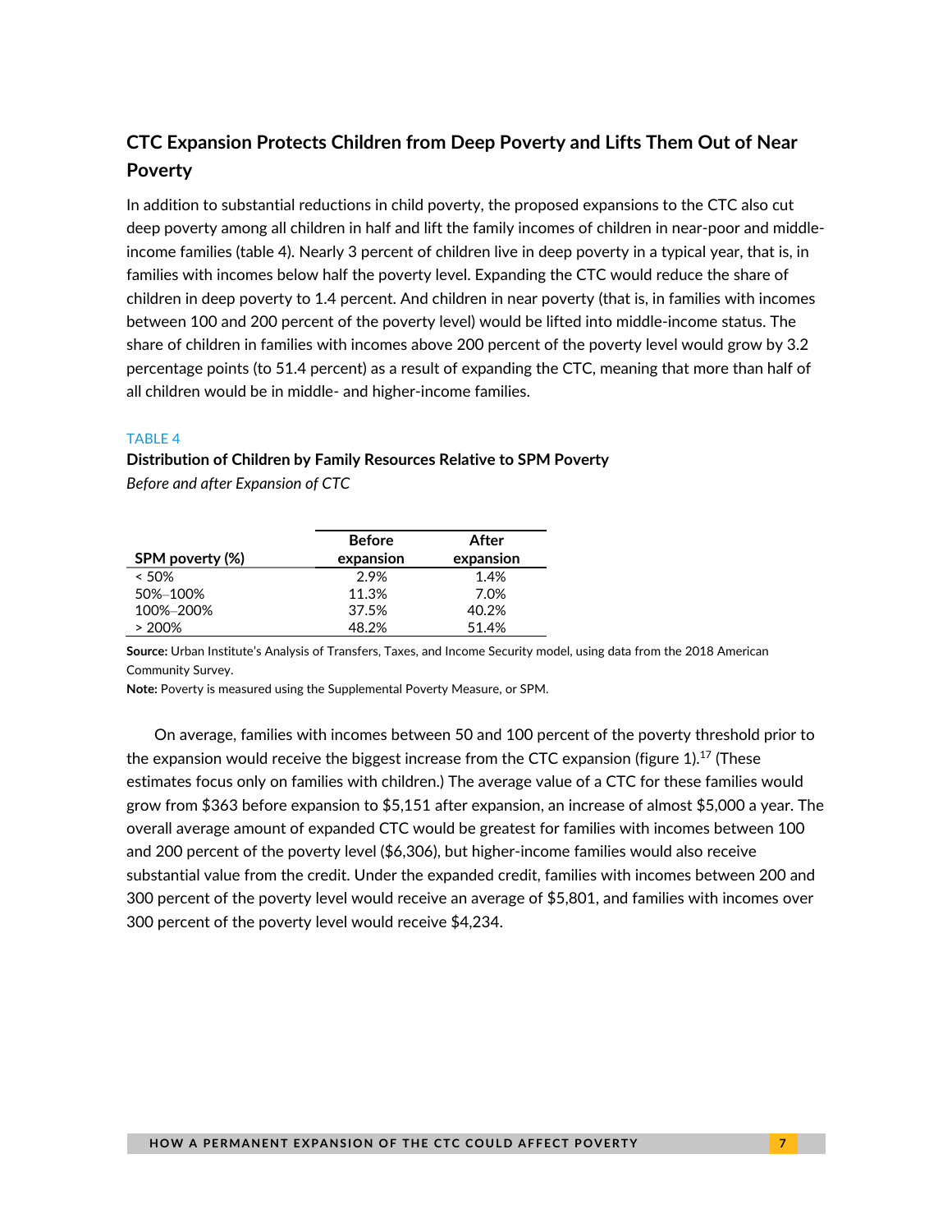## CTC Expansion Protects Children from Deep Poverty and Lifts Them Out of Near Poverty

In addition to substantial reductions in child poverty, the proposed expansions to the CTC also cut deep poverty among all children in half and lift the family incomes of children in near-poor and middle-income families (table 4). Nearly 3 percent of children live in deep poverty in a typical year, that is, in families with incomes below half the poverty level. Expanding the CTC would reduce the share of children in deep poverty to 1.4 percent. And children in near poverty (that is, in families with incomes between 100 and 200 percent of the poverty level) would be lifted into middle-income status. The share of children in families with incomes above 200 percent of the poverty level would grow by 3.2 percentage points (to 51.4 percent) as a result of expanding the CTC, meaning that more than half of all children would be in middle- and higher-income families.

TABLE 4

**Distribution of Children by Family Resources Relative to SPM Poverty**

*Before and after Expansion of CTC*

| SPM poverty (%) | Before expansion | After expansion |
|---|---|---|
| < 50% | 2.9% | 1.4% |
| 50%–100% | 11.3% | 7.0% |
| 100%–200% | 37.5% | 40.2% |
| > 200% | 48.2% | 51.4% |

**Source:** Urban Institute's Analysis of Transfers, Taxes, and Income Security model, using data from the 2018 American Community Survey.

**Note:** Poverty is measured using the Supplemental Poverty Measure, or SPM.

On average, families with incomes between 50 and 100 percent of the poverty threshold prior to the expansion would receive the biggest increase from the CTC expansion (figure 1).[17] (These estimates focus only on families with children.) The average value of a CTC for these families would grow from $363 before expansion to $5,151 after expansion, an increase of almost $5,000 a year. The overall average amount of expanded CTC would be greatest for families with incomes between 100 and 200 percent of the poverty level ($6,306), but higher-income families would also receive substantial value from the credit. Under the expanded credit, families with incomes between 200 and 300 percent of the poverty level would receive an average of $5,801, and families with incomes over 300 percent of the poverty level would receive $4,234.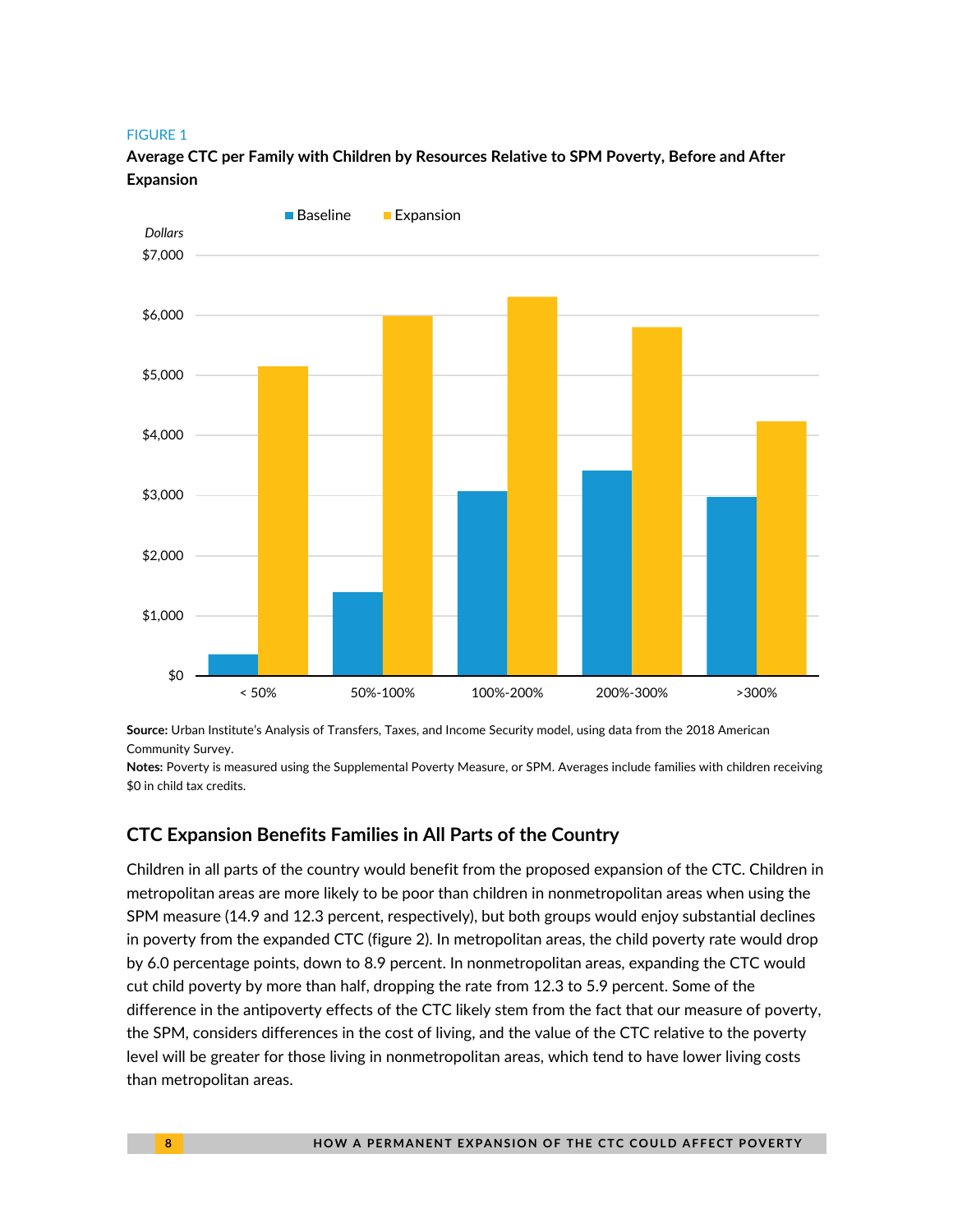FIGURE 1

**Average CTC per Family with Children by Resources Relative to SPM Poverty, Before and After Expansion**

Baseline
Expansion

*Dollars*

$7,000
$6,000
$5,000
$4,000
$3,000
$2,000
$1,000
$0

< 50%
50%-100%
100%-200%
200%-300%
>300%

**Source:** Urban Institute's Analysis of Transfers, Taxes, and Income Security model, using data from the 2018 American Community Survey.

**Notes:** Poverty is measured using the Supplemental Poverty Measure, or SPM. Averages include families with children receiving $0 in child tax credits.

## CTC Expansion Benefits Families in All Parts of the Country

Children in all parts of the country would benefit from the proposed expansion of the CTC. Children in metropolitan areas are more likely to be poor than children in nonmetropolitan areas when using the SPM measure (14.9 and 12.3 percent, respectively), but both groups would enjoy substantial declines in poverty from the expanded CTC (figure 2). In metropolitan areas, the child poverty rate would drop by 6.0 percentage points, down to 8.9 percent. In nonmetropolitan areas, expanding the CTC would cut child poverty by more than half, dropping the rate from 12.3 to 5.9 percent. Some of the difference in the antipoverty effects of the CTC likely stem from the fact that our measure of poverty, the SPM, considers differences in the cost of living, and the value of the CTC relative to the poverty level will be greater for those living in nonmetropolitan areas, which tend to have lower living costs than metropolitan areas.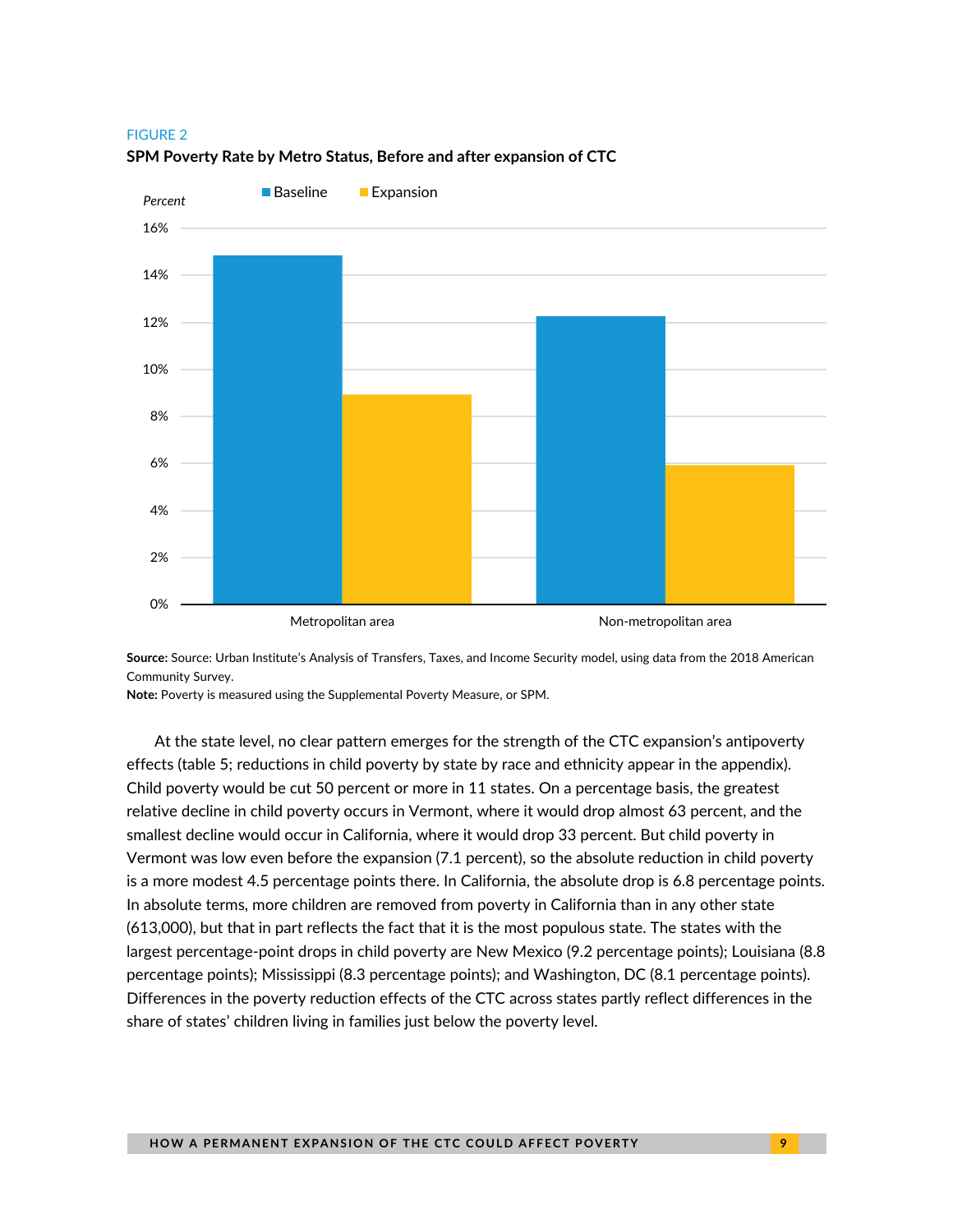FIGURE 2

**SPM Poverty Rate by Metro Status, Before and after expansion of CTC**

Baseline
Expansion

Percent

16%
14%
12%
10%
8%
6%
4%
2%
0%

Metropolitan area
Non-metropolitan area

**Source:** Source: Urban Institute's Analysis of Transfers, Taxes, and Income Security model, using data from the 2018 American Community Survey.

**Note:** Poverty is measured using the Supplemental Poverty Measure, or SPM.

At the state level, no clear pattern emerges for the strength of the CTC expansion's antipoverty effects (table 5; reductions in child poverty by state by race and ethnicity appear in the appendix). Child poverty would be cut 50 percent or more in 11 states. On a percentage basis, the greatest relative decline in child poverty occurs in Vermont, where it would drop almost 63 percent, and the smallest decline would occur in California, where it would drop 33 percent. But child poverty in Vermont was low even before the expansion (7.1 percent), so the absolute reduction in child poverty is a more modest 4.5 percentage points there. In California, the absolute drop is 6.8 percentage points. In absolute terms, more children are removed from poverty in California than in any other state (613,000), but that in part reflects the fact that it is the most populous state. The states with the largest percentage-point drops in child poverty are New Mexico (9.2 percentage points); Louisiana (8.8 percentage points); Mississippi (8.3 percentage points); and Washington, DC (8.1 percentage points). Differences in the poverty reduction effects of the CTC across states partly reflect differences in the share of states' children living in families just below the poverty level.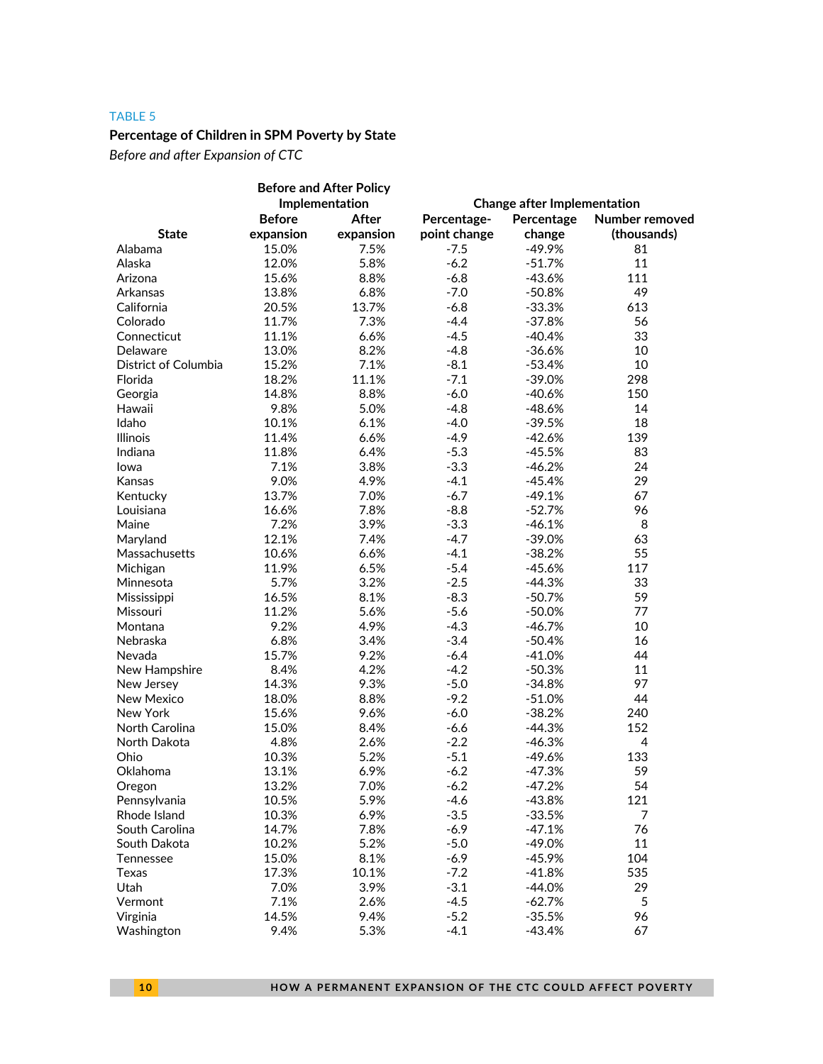TABLE 5

**Percentage of Children in SPM Poverty by State**

*Before and after Expansion of CTC*

| State | Before and After Policy Implementation | | Change after Implementation | | |
|---|---|---|---|---|---|
| | Before expansion | After expansion | Percentage-point change | Percentage change | Number removed (thousands) |
| Alabama | 15.0% | 7.5% | -7.5 | -49.9% | 81 |
| Alaska | 12.0% | 5.8% | -6.2 | -51.7% | 11 |
| Arizona | 15.6% | 8.8% | -6.8 | -43.6% | 111 |
| Arkansas | 13.8% | 6.8% | -7.0 | -50.8% | 49 |
| California | 20.5% | 13.7% | -6.8 | -33.3% | 613 |
| Colorado | 11.7% | 7.3% | -4.4 | -37.8% | 56 |
| Connecticut | 11.1% | 6.6% | -4.5 | -40.4% | 33 |
| Delaware | 13.0% | 8.2% | -4.8 | -36.6% | 10 |
| District of Columbia | 15.2% | 7.1% | -8.1 | -53.4% | 10 |
| Florida | 18.2% | 11.1% | -7.1 | -39.0% | 298 |
| Georgia | 14.8% | 8.8% | -6.0 | -40.6% | 150 |
| Hawaii | 9.8% | 5.0% | -4.8 | -48.6% | 14 |
| Idaho | 10.1% | 6.1% | -4.0 | -39.5% | 18 |
| Illinois | 11.4% | 6.6% | -4.9 | -42.6% | 139 |
| Indiana | 11.8% | 6.4% | -5.3 | -45.5% | 83 |
| Iowa | 7.1% | 3.8% | -3.3 | -46.2% | 24 |
| Kansas | 9.0% | 4.9% | -4.1 | -45.4% | 29 |
| Kentucky | 13.7% | 7.0% | -6.7 | -49.1% | 67 |
| Louisiana | 16.6% | 7.8% | -8.8 | -52.7% | 96 |
| Maine | 7.2% | 3.9% | -3.3 | -46.1% | 8 |
| Maryland | 12.1% | 7.4% | -4.7 | -39.0% | 63 |
| Massachusetts | 10.6% | 6.6% | -4.1 | -38.2% | 55 |
| Michigan | 11.9% | 6.5% | -5.4 | -45.6% | 117 |
| Minnesota | 5.7% | 3.2% | -2.5 | -44.3% | 33 |
| Mississippi | 16.5% | 8.1% | -8.3 | -50.7% | 59 |
| Missouri | 11.2% | 5.6% | -5.6 | -50.0% | 77 |
| Montana | 9.2% | 4.9% | -4.3 | -46.7% | 10 |
| Nebraska | 6.8% | 3.4% | -3.4 | -50.4% | 16 |
| Nevada | 15.7% | 9.2% | -6.4 | -41.0% | 44 |
| New Hampshire | 8.4% | 4.2% | -4.2 | -50.3% | 11 |
| New Jersey | 14.3% | 9.3% | -5.0 | -34.8% | 97 |
| New Mexico | 18.0% | 8.8% | -9.2 | -51.0% | 44 |
| New York | 15.6% | 9.6% | -6.0 | -38.2% | 240 |
| North Carolina | 15.0% | 8.4% | -6.6 | -44.3% | 152 |
| North Dakota | 4.8% | 2.6% | -2.2 | -46.3% | 4 |
| Ohio | 10.3% | 5.2% | -5.1 | -49.6% | 133 |
| Oklahoma | 13.1% | 6.9% | -6.2 | -47.3% | 59 |
| Oregon | 13.2% | 7.0% | -6.2 | -47.2% | 54 |
| Pennsylvania | 10.5% | 5.9% | -4.6 | -43.8% | 121 |
| Rhode Island | 10.3% | 6.9% | -3.5 | -33.5% | 7 |
| South Carolina | 14.7% | 7.8% | -6.9 | -47.1% | 76 |
| South Dakota | 10.2% | 5.2% | -5.0 | -49.0% | 11 |
| Tennessee | 15.0% | 8.1% | -6.9 | -45.9% | 104 |
| Texas | 17.3% | 10.1% | -7.2 | -41.8% | 535 |
| Utah | 7.0% | 3.9% | -3.1 | -44.0% | 29 |
| Vermont | 7.1% | 2.6% | -4.5 | -62.7% | 5 |
| Virginia | 14.5% | 9.4% | -5.2 | -35.5% | 96 |
| Washington | 9.4% | 5.3% | -4.1 | -43.4% | 67 |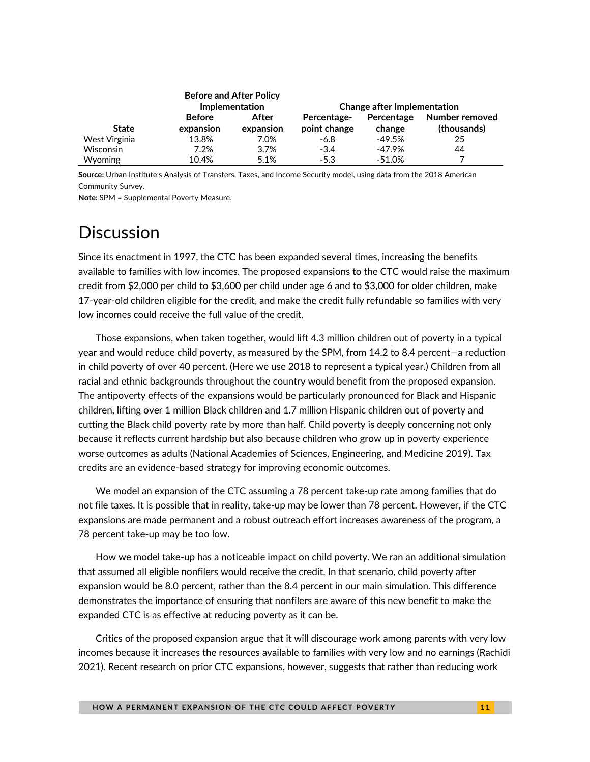| State | Before and After Policy Implementation | | Change after Implementation | | |
|---|---|---|---|---|---|
| | Before expansion | After expansion | Percentage-point change | Percentage change | Number removed (thousands) |
| West Virginia | 13.8% | 7.0% | -6.8 | -49.5% | 25 |
| Wisconsin | 7.2% | 3.7% | -3.4 | -47.9% | 44 |
| Wyoming | 10.4% | 5.1% | -5.3 | -51.0% | 7 |

**Source:** Urban Institute's Analysis of Transfers, Taxes, and Income Security model, using data from the 2018 American Community Survey.
**Note:** SPM = Supplemental Poverty Measure.

# Discussion

Since its enactment in 1997, the CTC has been expanded several times, increasing the benefits available to families with low incomes. The proposed expansions to the CTC would raise the maximum credit from $2,000 per child to $3,600 per child under age 6 and to $3,000 for older children, make 17-year-old children eligible for the credit, and make the credit fully refundable so families with very low incomes could receive the full value of the credit.

Those expansions, when taken together, would lift 4.3 million children out of poverty in a typical year and would reduce child poverty, as measured by the SPM, from 14.2 to 8.4 percent—a reduction in child poverty of over 40 percent. (Here we use 2018 to represent a typical year.) Children from all racial and ethnic backgrounds throughout the country would benefit from the proposed expansion. The antipoverty effects of the expansions would be particularly pronounced for Black and Hispanic children, lifting over 1 million Black children and 1.7 million Hispanic children out of poverty and cutting the Black child poverty rate by more than half. Child poverty is deeply concerning not only because it reflects current hardship but also because children who grow up in poverty experience worse outcomes as adults (National Academies of Sciences, Engineering, and Medicine 2019). Tax credits are an evidence-based strategy for improving economic outcomes.

We model an expansion of the CTC assuming a 78 percent take-up rate among families that do not file taxes. It is possible that in reality, take-up may be lower than 78 percent. However, if the CTC expansions are made permanent and a robust outreach effort increases awareness of the program, a 78 percent take-up may be too low.

How we model take-up has a noticeable impact on child poverty. We ran an additional simulation that assumed all eligible nonfilers would receive the credit. In that scenario, child poverty after expansion would be 8.0 percent, rather than the 8.4 percent in our main simulation. This difference demonstrates the importance of ensuring that nonfilers are aware of this new benefit to make the expanded CTC is as effective at reducing poverty as it can be.

Critics of the proposed expansion argue that it will discourage work among parents with very low incomes because it increases the resources available to families with very low and no earnings (Rachidi 2021). Recent research on prior CTC expansions, however, suggests that rather than reducing work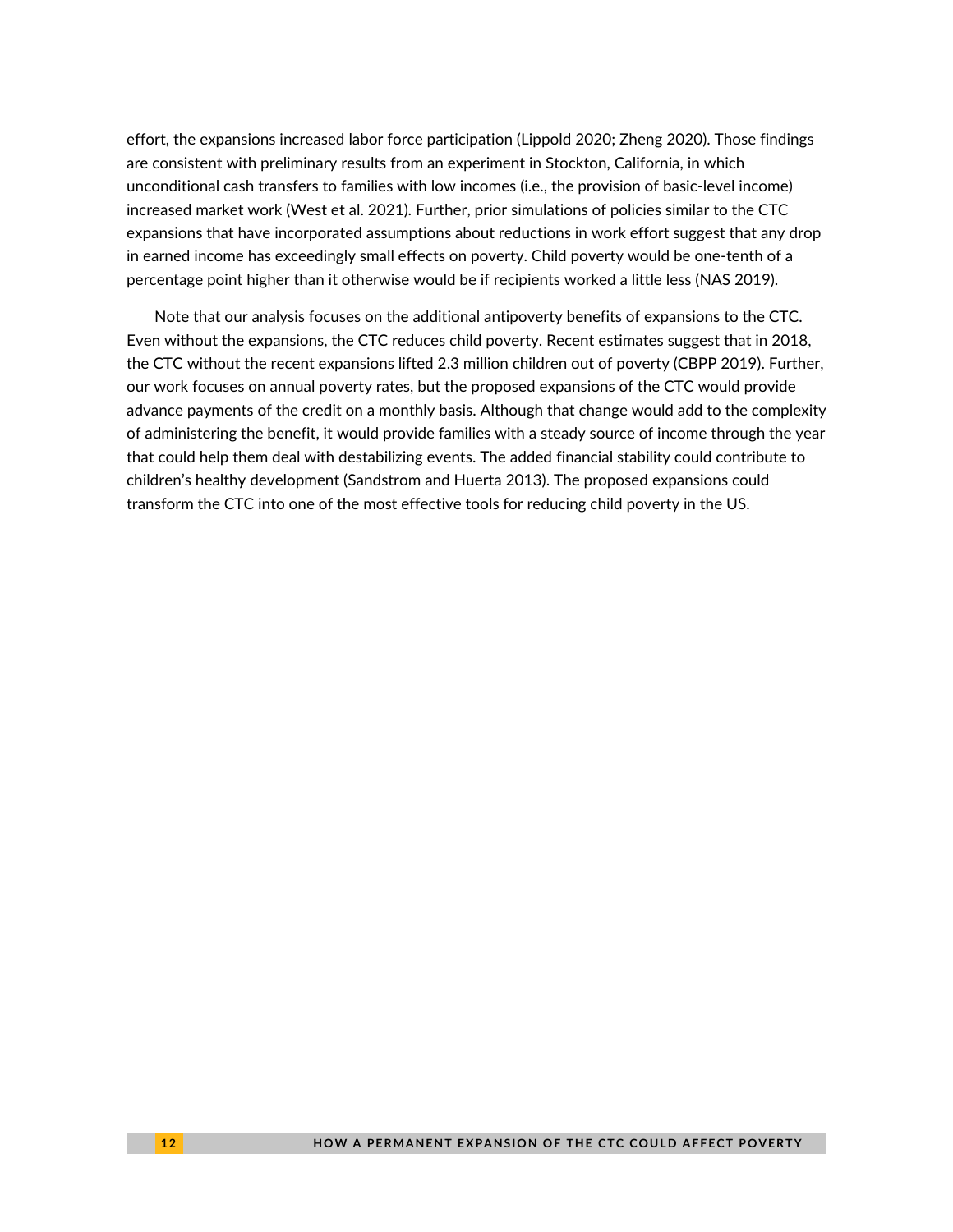effort, the expansions increased labor force participation (Lippold 2020; Zheng 2020). Those findings are consistent with preliminary results from an experiment in Stockton, California, in which unconditional cash transfers to families with low incomes (i.e., the provision of basic-level income) increased market work (West et al. 2021). Further, prior simulations of policies similar to the CTC expansions that have incorporated assumptions about reductions in work effort suggest that any drop in earned income has exceedingly small effects on poverty. Child poverty would be one-tenth of a percentage point higher than it otherwise would be if recipients worked a little less (NAS 2019).

Note that our analysis focuses on the additional antipoverty benefits of expansions to the CTC. Even without the expansions, the CTC reduces child poverty. Recent estimates suggest that in 2018, the CTC without the recent expansions lifted 2.3 million children out of poverty (CBPP 2019). Further, our work focuses on annual poverty rates, but the proposed expansions of the CTC would provide advance payments of the credit on a monthly basis. Although that change would add to the complexity of administering the benefit, it would provide families with a steady source of income through the year that could help them deal with destabilizing events. The added financial stability could contribute to children's healthy development (Sandstrom and Huerta 2013). The proposed expansions could transform the CTC into one of the most effective tools for reducing child poverty in the US.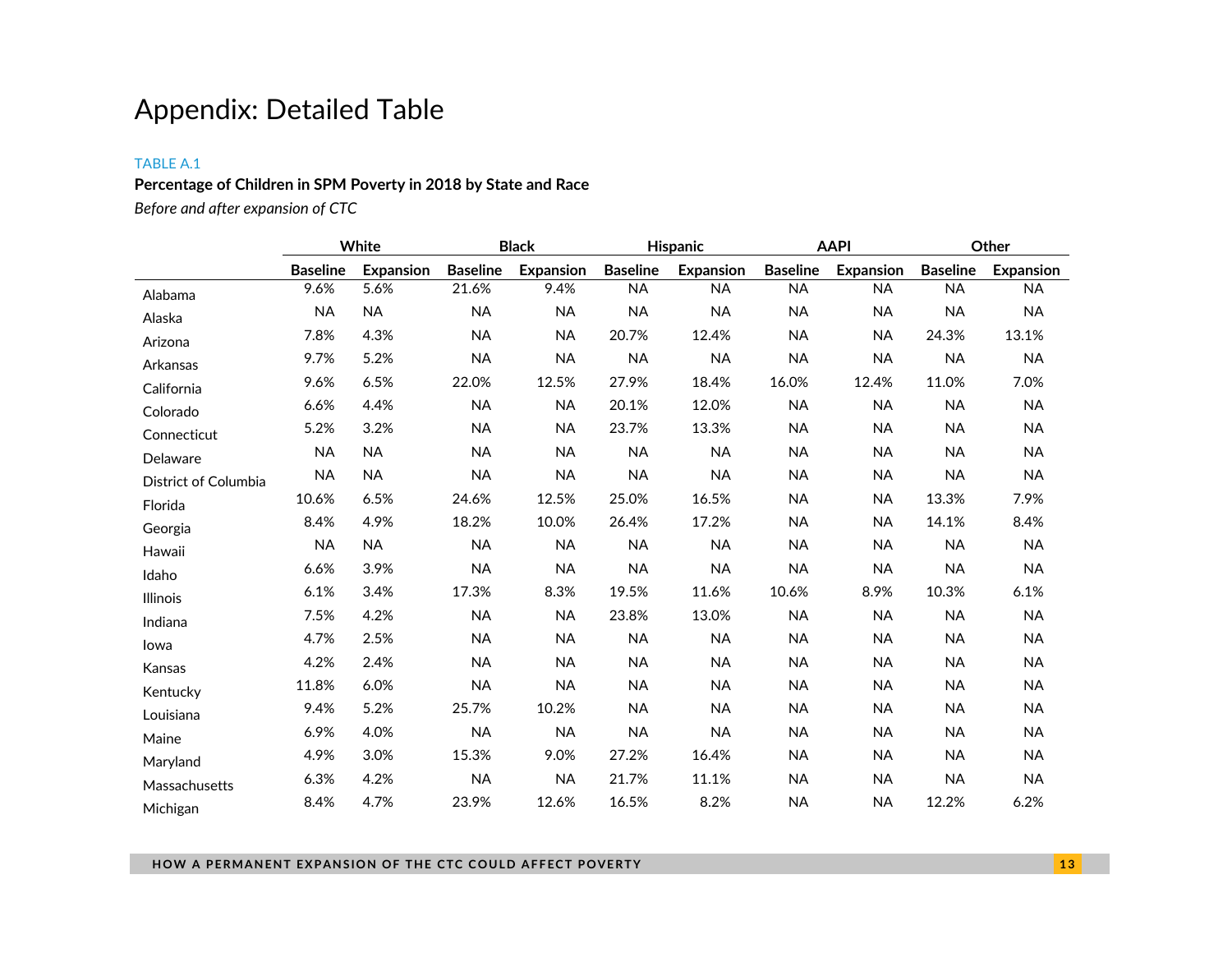# Appendix: Detailed Table

TABLE A.1

**Percentage of Children in SPM Poverty in 2018 by State and Race**

*Before and after expansion of CTC*

| | White | | Black | | Hispanic | | AAPI | | Other | |
|---|---|---|---|---|---|---|---|---|---|---|
| | **Baseline** | **Expansion** | **Baseline** | **Expansion** | **Baseline** | **Expansion** | **Baseline** | **Expansion** | **Baseline** | **Expansion** |
| Alabama | 9.6% | 5.6% | 21.6% | 9.4% | NA | NA | NA | NA | NA | NA |
| Alaska | NA | NA | NA | NA | NA | NA | NA | NA | NA | NA |
| Arizona | 7.8% | 4.3% | NA | NA | 20.7% | 12.4% | NA | NA | 24.3% | 13.1% |
| Arkansas | 9.7% | 5.2% | NA | NA | NA | NA | NA | NA | NA | NA |
| California | 9.6% | 6.5% | 22.0% | 12.5% | 27.9% | 18.4% | 16.0% | 12.4% | 11.0% | 7.0% |
| Colorado | 6.6% | 4.4% | NA | NA | 20.1% | 12.0% | NA | NA | NA | NA |
| Connecticut | 5.2% | 3.2% | NA | NA | 23.7% | 13.3% | NA | NA | NA | NA |
| Delaware | NA | NA | NA | NA | NA | NA | NA | NA | NA | NA |
| District of Columbia | NA | NA | NA | NA | NA | NA | NA | NA | NA | NA |
| Florida | 10.6% | 6.5% | 24.6% | 12.5% | 25.0% | 16.5% | NA | NA | 13.3% | 7.9% |
| Georgia | 8.4% | 4.9% | 18.2% | 10.0% | 26.4% | 17.2% | NA | NA | 14.1% | 8.4% |
| Hawaii | NA | NA | NA | NA | NA | NA | NA | NA | NA | NA |
| Idaho | 6.6% | 3.9% | NA | NA | NA | NA | NA | NA | NA | NA |
| Illinois | 6.1% | 3.4% | 17.3% | 8.3% | 19.5% | 11.6% | 10.6% | 8.9% | 10.3% | 6.1% |
| Indiana | 7.5% | 4.2% | NA | NA | 23.8% | 13.0% | NA | NA | NA | NA |
| Iowa | 4.7% | 2.5% | NA | NA | NA | NA | NA | NA | NA | NA |
| Kansas | 4.2% | 2.4% | NA | NA | NA | NA | NA | NA | NA | NA |
| Kentucky | 11.8% | 6.0% | NA | NA | NA | NA | NA | NA | NA | NA |
| Louisiana | 9.4% | 5.2% | 25.7% | 10.2% | NA | NA | NA | NA | NA | NA |
| Maine | 6.9% | 4.0% | NA | NA | NA | NA | NA | NA | NA | NA |
| Maryland | 4.9% | 3.0% | 15.3% | 9.0% | 27.2% | 16.4% | NA | NA | NA | NA |
| Massachusetts | 6.3% | 4.2% | NA | NA | 21.7% | 11.1% | NA | NA | NA | NA |
| Michigan | 8.4% | 4.7% | 23.9% | 12.6% | 16.5% | 8.2% | NA | NA | 12.2% | 6.2% |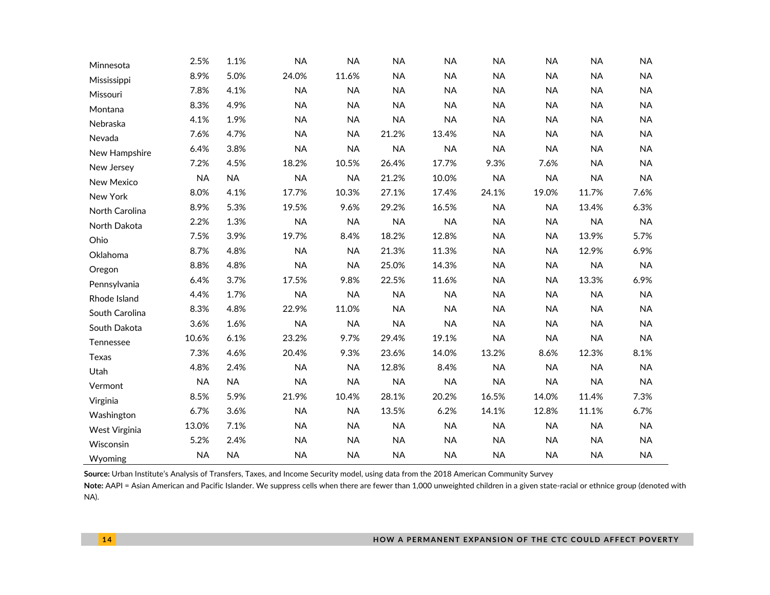| | | | | | | | | | | |
|---|---|---|---|---|---|---|---|---|---|---|
| Minnesota | 2.5% | 1.1% | NA | NA | NA | NA | NA | NA | NA | NA |
| Mississippi | 8.9% | 5.0% | 24.0% | 11.6% | NA | NA | NA | NA | NA | NA |
| Missouri | 7.8% | 4.1% | NA | NA | NA | NA | NA | NA | NA | NA |
| Montana | 8.3% | 4.9% | NA | NA | NA | NA | NA | NA | NA | NA |
| Nebraska | 4.1% | 1.9% | NA | NA | NA | NA | NA | NA | NA | NA |
| Nevada | 7.6% | 4.7% | NA | NA | 21.2% | 13.4% | NA | NA | NA | NA |
| New Hampshire | 6.4% | 3.8% | NA | NA | NA | NA | NA | NA | NA | NA |
| New Jersey | 7.2% | 4.5% | 18.2% | 10.5% | 26.4% | 17.7% | 9.3% | 7.6% | NA | NA |
| New Mexico | NA | NA | NA | NA | 21.2% | 10.0% | NA | NA | NA | NA |
| New York | 8.0% | 4.1% | 17.7% | 10.3% | 27.1% | 17.4% | 24.1% | 19.0% | 11.7% | 7.6% |
| North Carolina | 8.9% | 5.3% | 19.5% | 9.6% | 29.2% | 16.5% | NA | NA | 13.4% | 6.3% |
| North Dakota | 2.2% | 1.3% | NA | NA | NA | NA | NA | NA | NA | NA |
| Ohio | 7.5% | 3.9% | 19.7% | 8.4% | 18.2% | 12.8% | NA | NA | 13.9% | 5.7% |
| Oklahoma | 8.7% | 4.8% | NA | NA | 21.3% | 11.3% | NA | NA | 12.9% | 6.9% |
| Oregon | 8.8% | 4.8% | NA | NA | 25.0% | 14.3% | NA | NA | NA | NA |
| Pennsylvania | 6.4% | 3.7% | 17.5% | 9.8% | 22.5% | 11.6% | NA | NA | 13.3% | 6.9% |
| Rhode Island | 4.4% | 1.7% | NA | NA | NA | NA | NA | NA | NA | NA |
| South Carolina | 8.3% | 4.8% | 22.9% | 11.0% | NA | NA | NA | NA | NA | NA |
| South Dakota | 3.6% | 1.6% | NA | NA | NA | NA | NA | NA | NA | NA |
| Tennessee | 10.6% | 6.1% | 23.2% | 9.7% | 29.4% | 19.1% | NA | NA | NA | NA |
| Texas | 7.3% | 4.6% | 20.4% | 9.3% | 23.6% | 14.0% | 13.2% | 8.6% | 12.3% | 8.1% |
| Utah | 4.8% | 2.4% | NA | NA | 12.8% | 8.4% | NA | NA | NA | NA |
| Vermont | NA | NA | NA | NA | NA | NA | NA | NA | NA | NA |
| Virginia | 8.5% | 5.9% | 21.9% | 10.4% | 28.1% | 20.2% | 16.5% | 14.0% | 11.4% | 7.3% |
| Washington | 6.7% | 3.6% | NA | NA | 13.5% | 6.2% | 14.1% | 12.8% | 11.1% | 6.7% |
| West Virginia | 13.0% | 7.1% | NA | NA | NA | NA | NA | NA | NA | NA |
| Wisconsin | 5.2% | 2.4% | NA | NA | NA | NA | NA | NA | NA | NA |
| Wyoming | NA | NA | NA | NA | NA | NA | NA | NA | NA | NA |

**Source:** Urban Institute's Analysis of Transfers, Taxes, and Income Security model, using data from the 2018 American Community Survey

**Note:** AAPI = Asian American and Pacific Islander. We suppress cells when there are fewer than 1,000 unweighted children in a given state-racial or ethnice group (denoted with NA).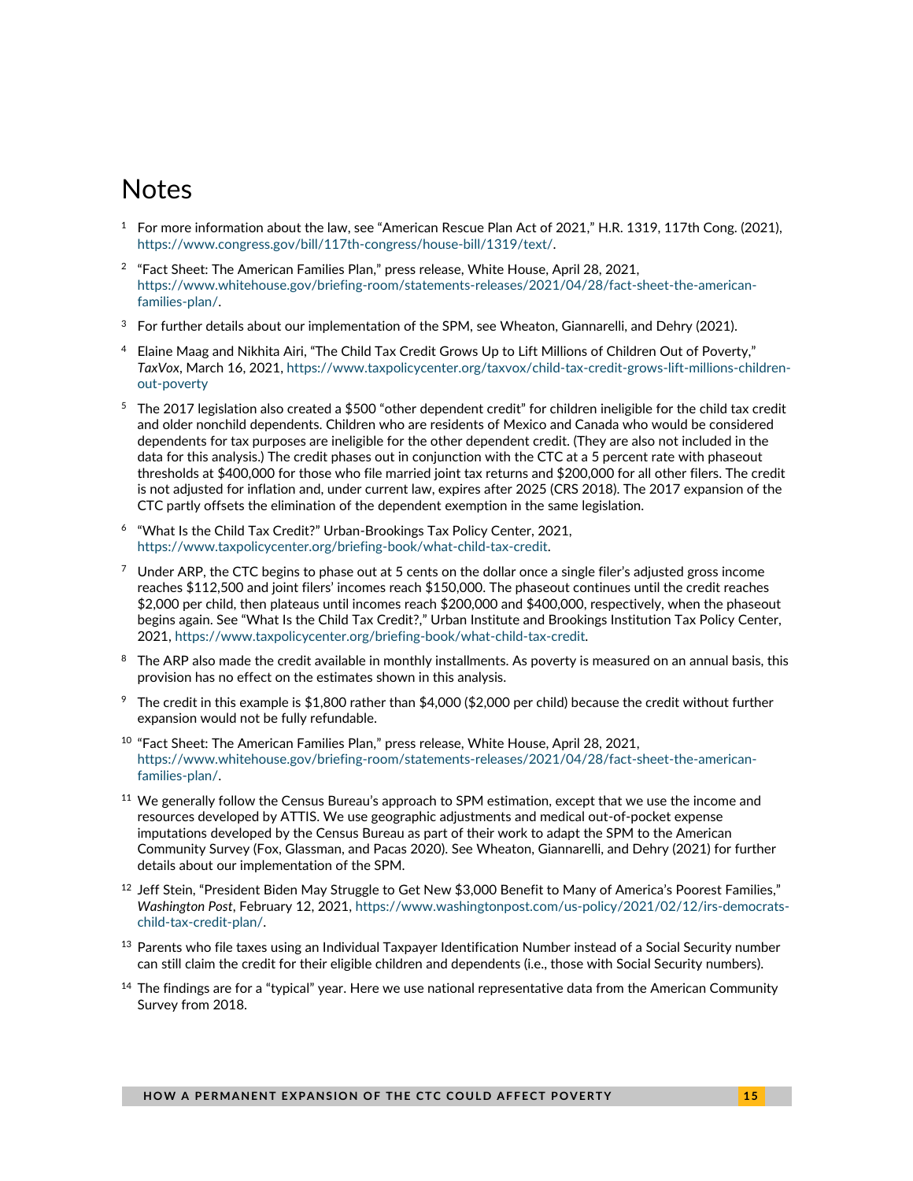# Notes

1 For more information about the law, see "American Rescue Plan Act of 2021," H.R. 1319, 117th Cong. (2021), https://www.congress.gov/bill/117th-congress/house-bill/1319/text/.

2 "Fact Sheet: The American Families Plan," press release, White House, April 28, 2021, https://www.whitehouse.gov/briefing-room/statements-releases/2021/04/28/fact-sheet-the-american-families-plan/.

3 For further details about our implementation of the SPM, see Wheaton, Giannarelli, and Dehry (2021).

4 Elaine Maag and Nikhita Airi, "The Child Tax Credit Grows Up to Lift Millions of Children Out of Poverty," *TaxVox*, March 16, 2021, https://www.taxpolicycenter.org/taxvox/child-tax-credit-grows-lift-millions-children-out-poverty

5 The 2017 legislation also created a $500 "other dependent credit" for children ineligible for the child tax credit and older nonchild dependents. Children who are residents of Mexico and Canada who would be considered dependents for tax purposes are ineligible for the other dependent credit. (They are also not included in the data for this analysis.) The credit phases out in conjunction with the CTC at a 5 percent rate with phaseout thresholds at $400,000 for those who file married joint tax returns and $200,000 for all other filers. The credit is not adjusted for inflation and, under current law, expires after 2025 (CRS 2018). The 2017 expansion of the CTC partly offsets the elimination of the dependent exemption in the same legislation.

6 "What Is the Child Tax Credit?" Urban-Brookings Tax Policy Center, 2021, https://www.taxpolicycenter.org/briefing-book/what-child-tax-credit.

7 Under ARP, the CTC begins to phase out at 5 cents on the dollar once a single filer's adjusted gross income reaches $112,500 and joint filers' incomes reach $150,000. The phaseout continues until the credit reaches $2,000 per child, then plateaus until incomes reach $200,000 and $400,000, respectively, when the phaseout begins again. See "What Is the Child Tax Credit?," Urban Institute and Brookings Institution Tax Policy Center, 2021, https://www.taxpolicycenter.org/briefing-book/what-child-tax-credit.

8 The ARP also made the credit available in monthly installments. As poverty is measured on an annual basis, this provision has no effect on the estimates shown in this analysis.

9 The credit in this example is $1,800 rather than $4,000 ($2,000 per child) because the credit without further expansion would not be fully refundable.

10 "Fact Sheet: The American Families Plan," press release, White House, April 28, 2021, https://www.whitehouse.gov/briefing-room/statements-releases/2021/04/28/fact-sheet-the-american-families-plan/.

11 We generally follow the Census Bureau's approach to SPM estimation, except that we use the income and resources developed by ATTIS. We use geographic adjustments and medical out-of-pocket expense imputations developed by the Census Bureau as part of their work to adapt the SPM to the American Community Survey (Fox, Glassman, and Pacas 2020). See Wheaton, Giannarelli, and Dehry (2021) for further details about our implementation of the SPM.

12 Jeff Stein, "President Biden May Struggle to Get New $3,000 Benefit to Many of America's Poorest Families," *Washington Post*, February 12, 2021, https://www.washingtonpost.com/us-policy/2021/02/12/irs-democrats-child-tax-credit-plan/.

13 Parents who file taxes using an Individual Taxpayer Identification Number instead of a Social Security number can still claim the credit for their eligible children and dependents (i.e., those with Social Security numbers).

14 The findings are for a "typical" year. Here we use national representative data from the American Community Survey from 2018.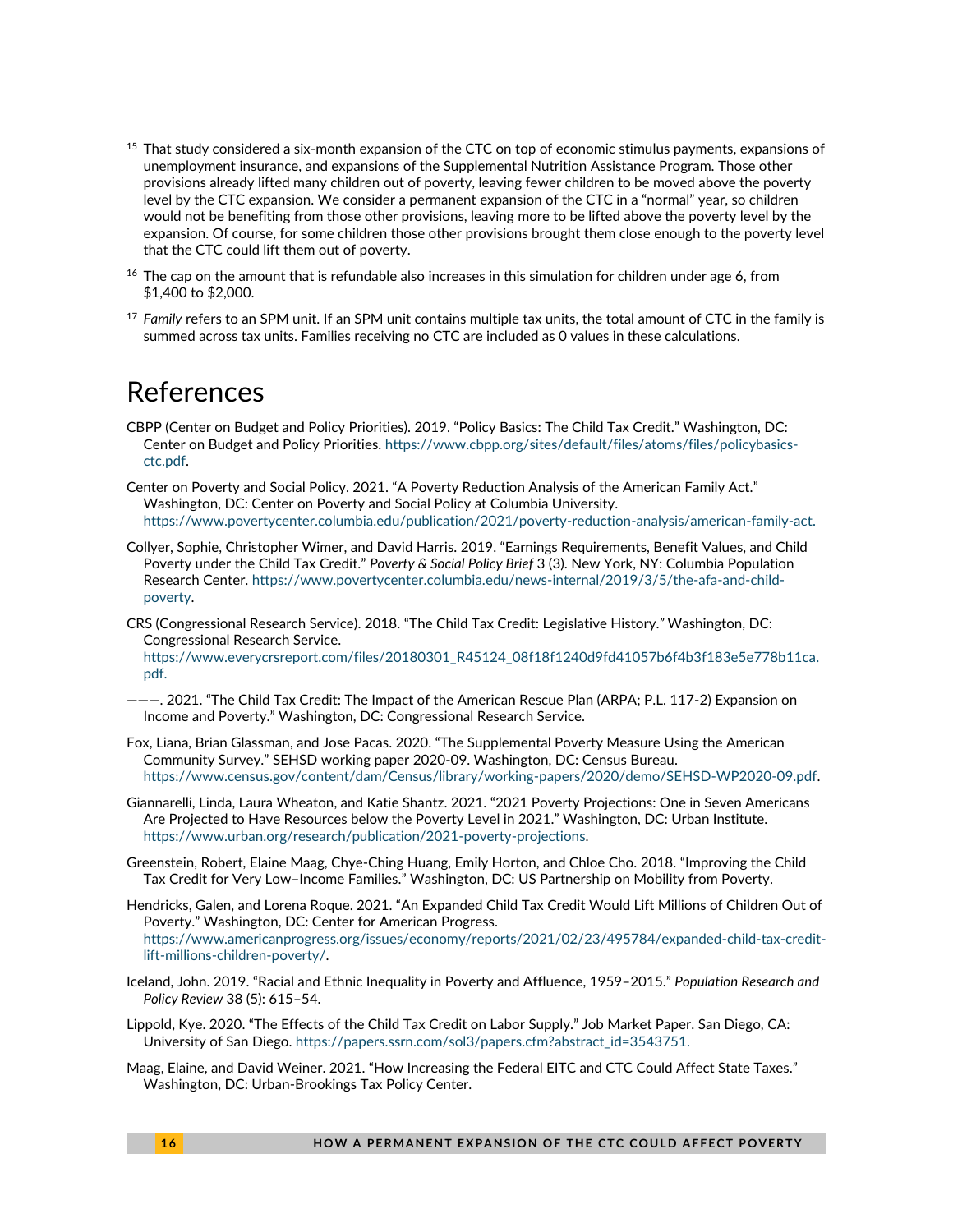[15] That study considered a six-month expansion of the CTC on top of economic stimulus payments, expansions of unemployment insurance, and expansions of the Supplemental Nutrition Assistance Program. Those other provisions already lifted many children out of poverty, leaving fewer children to be moved above the poverty level by the CTC expansion. We consider a permanent expansion of the CTC in a "normal" year, so children would not be benefiting from those other provisions, leaving more to be lifted above the poverty level by the expansion. Of course, for some children those other provisions brought them close enough to the poverty level that the CTC could lift them out of poverty.

[16] The cap on the amount that is refundable also increases in this simulation for children under age 6, from $1,400 to $2,000.

[17] *Family* refers to an SPM unit. If an SPM unit contains multiple tax units, the total amount of CTC in the family is summed across tax units. Families receiving no CTC are included as 0 values in these calculations.

# References

CBPP (Center on Budget and Policy Priorities). 2019. "Policy Basics: The Child Tax Credit." Washington, DC: Center on Budget and Policy Priorities. https://www.cbpp.org/sites/default/files/atoms/files/policybasics-ctc.pdf.

Center on Poverty and Social Policy. 2021. "A Poverty Reduction Analysis of the American Family Act." Washington, DC: Center on Poverty and Social Policy at Columbia University. https://www.povertycenter.columbia.edu/publication/2021/poverty-reduction-analysis/american-family-act.

Collyer, Sophie, Christopher Wimer, and David Harris. 2019. "Earnings Requirements, Benefit Values, and Child Poverty under the Child Tax Credit." *Poverty & Social Policy Brief* 3 (3). New York, NY: Columbia Population Research Center. https://www.povertycenter.columbia.edu/news-internal/2019/3/5/the-afa-and-child-poverty.

CRS (Congressional Research Service). 2018. "The Child Tax Credit: Legislative History." Washington, DC: Congressional Research Service. https://www.everycrsreport.com/files/20180301_R45124_08f18f1240d9fd41057b6f4b3f183e5e778b11ca.pdf.

———. 2021. "The Child Tax Credit: The Impact of the American Rescue Plan (ARPA; P.L. 117-2) Expansion on Income and Poverty." Washington, DC: Congressional Research Service.

Fox, Liana, Brian Glassman, and Jose Pacas. 2020. "The Supplemental Poverty Measure Using the American Community Survey." SEHSD working paper 2020-09. Washington, DC: Census Bureau. https://www.census.gov/content/dam/Census/library/working-papers/2020/demo/SEHSD-WP2020-09.pdf.

Giannarelli, Linda, Laura Wheaton, and Katie Shantz. 2021. "2021 Poverty Projections: One in Seven Americans Are Projected to Have Resources below the Poverty Level in 2021." Washington, DC: Urban Institute. https://www.urban.org/research/publication/2021-poverty-projections.

Greenstein, Robert, Elaine Maag, Chye-Ching Huang, Emily Horton, and Chloe Cho. 2018. "Improving the Child Tax Credit for Very Low–Income Families." Washington, DC: US Partnership on Mobility from Poverty.

Hendricks, Galen, and Lorena Roque. 2021. "An Expanded Child Tax Credit Would Lift Millions of Children Out of Poverty." Washington, DC: Center for American Progress. https://www.americanprogress.org/issues/economy/reports/2021/02/23/495784/expanded-child-tax-credit-lift-millions-children-poverty/.

Iceland, John. 2019. "Racial and Ethnic Inequality in Poverty and Affluence, 1959–2015." *Population Research and Policy Review* 38 (5): 615–54.

Lippold, Kye. 2020. "The Effects of the Child Tax Credit on Labor Supply." Job Market Paper. San Diego, CA: University of San Diego. https://papers.ssrn.com/sol3/papers.cfm?abstract_id=3543751.

Maag, Elaine, and David Weiner. 2021. "How Increasing the Federal EITC and CTC Could Affect State Taxes." Washington, DC: Urban-Brookings Tax Policy Center.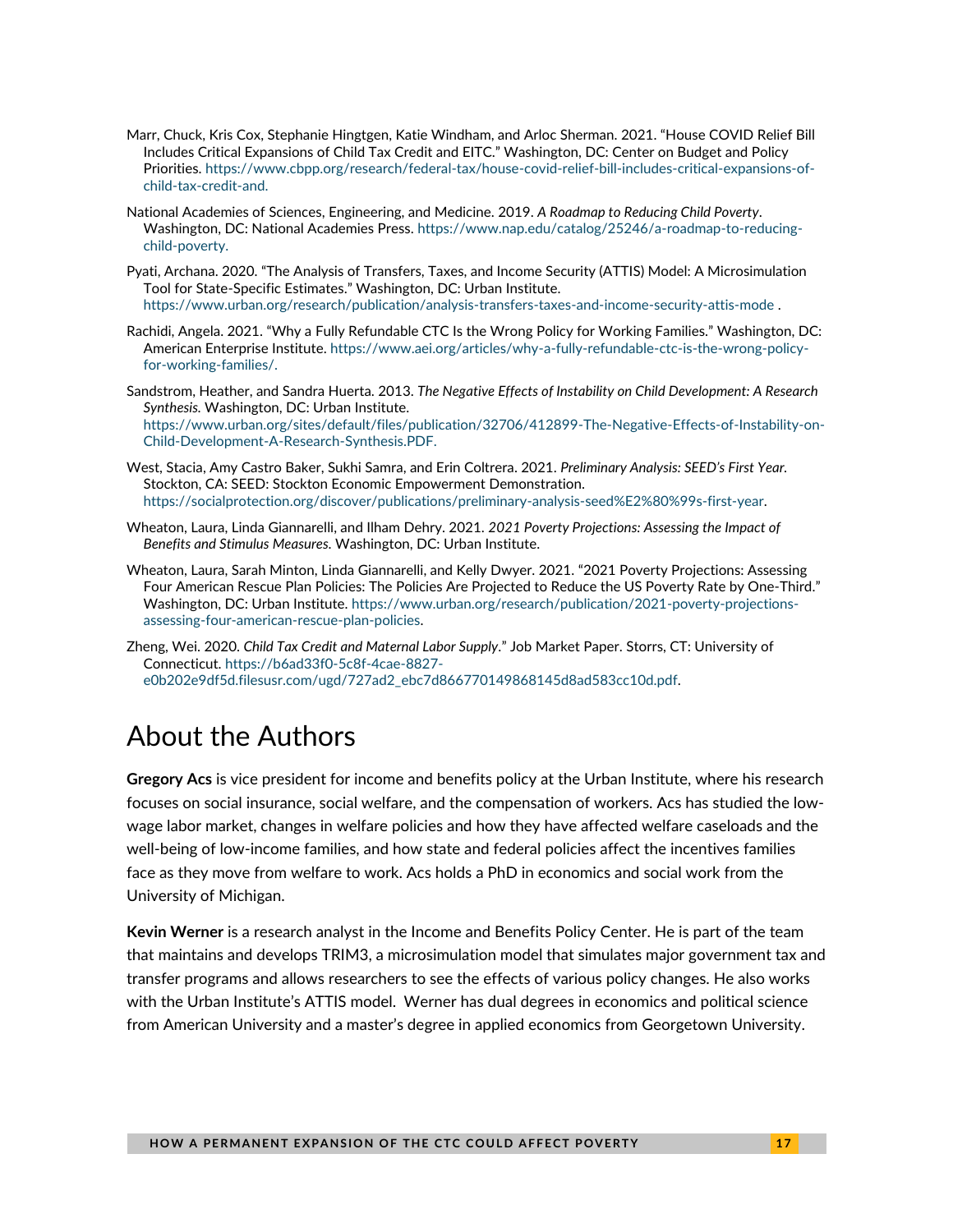Marr, Chuck, Kris Cox, Stephanie Hingtgen, Katie Windham, and Arloc Sherman. 2021. "House COVID Relief Bill Includes Critical Expansions of Child Tax Credit and EITC." Washington, DC: Center on Budget and Policy Priorities. https://www.cbpp.org/research/federal-tax/house-covid-relief-bill-includes-critical-expansions-of-child-tax-credit-and.

National Academies of Sciences, Engineering, and Medicine. 2019. *A Roadmap to Reducing Child Poverty*. Washington, DC: National Academies Press. https://www.nap.edu/catalog/25246/a-roadmap-to-reducing-child-poverty.

Pyati, Archana. 2020. "The Analysis of Transfers, Taxes, and Income Security (ATTIS) Model: A Microsimulation Tool for State-Specific Estimates." Washington, DC: Urban Institute. https://www.urban.org/research/publication/analysis-transfers-taxes-and-income-security-attis-mode .

Rachidi, Angela. 2021. "Why a Fully Refundable CTC Is the Wrong Policy for Working Families." Washington, DC: American Enterprise Institute. https://www.aei.org/articles/why-a-fully-refundable-ctc-is-the-wrong-policy-for-working-families/.

Sandstrom, Heather, and Sandra Huerta. 2013. *The Negative Effects of Instability on Child Development: A Research Synthesis.* Washington, DC: Urban Institute. https://www.urban.org/sites/default/files/publication/32706/412899-The-Negative-Effects-of-Instability-on-Child-Development-A-Research-Synthesis.PDF.

West, Stacia, Amy Castro Baker, Sukhi Samra, and Erin Coltrera. 2021. *Preliminary Analysis: SEED's First Year.* Stockton, CA: SEED: Stockton Economic Empowerment Demonstration. https://socialprotection.org/discover/publications/preliminary-analysis-seed%E2%80%99s-first-year.

Wheaton, Laura, Linda Giannarelli, and Ilham Dehry. 2021. *2021 Poverty Projections: Assessing the Impact of Benefits and Stimulus Measures*. Washington, DC: Urban Institute.

Wheaton, Laura, Sarah Minton, Linda Giannarelli, and Kelly Dwyer. 2021. "2021 Poverty Projections: Assessing Four American Rescue Plan Policies: The Policies Are Projected to Reduce the US Poverty Rate by One-Third." Washington, DC: Urban Institute. https://www.urban.org/research/publication/2021-poverty-projections-assessing-four-american-rescue-plan-policies.

Zheng, Wei. 2020. *Child Tax Credit and Maternal Labor Supply*." Job Market Paper. Storrs, CT: University of Connecticut. https://b6ad33f0-5c8f-4cae-8827-e0b202e9df5d.filesusr.com/ugd/727ad2_ebc7d866770149868145d8ad583cc10d.pdf.

# About the Authors

**Gregory Acs** is vice president for income and benefits policy at the Urban Institute, where his research focuses on social insurance, social welfare, and the compensation of workers. Acs has studied the low-wage labor market, changes in welfare policies and how they have affected welfare caseloads and the well-being of low-income families, and how state and federal policies affect the incentives families face as they move from welfare to work. Acs holds a PhD in economics and social work from the University of Michigan.

**Kevin Werner** is a research analyst in the Income and Benefits Policy Center. He is part of the team that maintains and develops TRIM3, a microsimulation model that simulates major government tax and transfer programs and allows researchers to see the effects of various policy changes. He also works with the Urban Institute's ATTIS model. Werner has dual degrees in economics and political science from American University and a master's degree in applied economics from Georgetown University.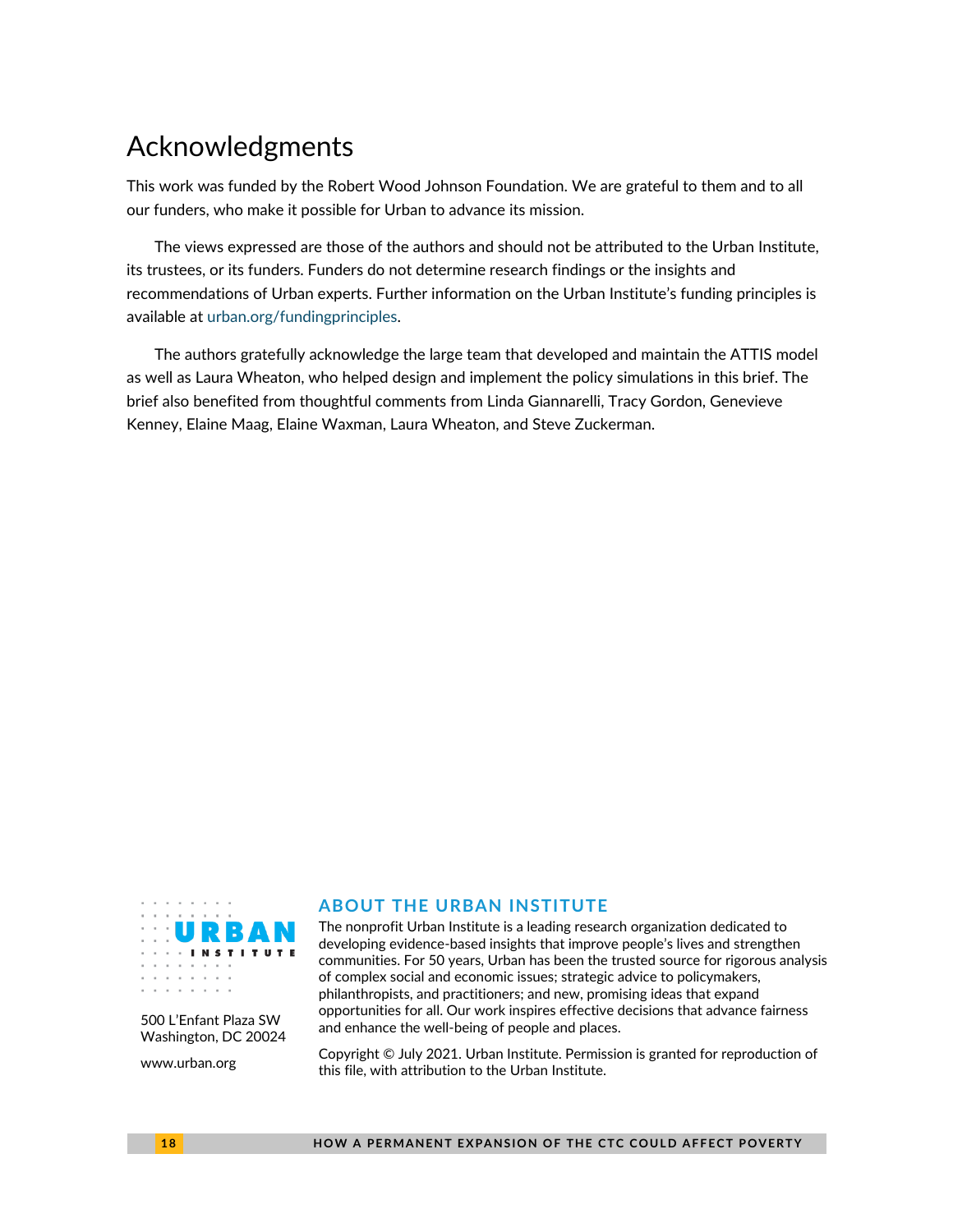# Acknowledgments

This work was funded by the Robert Wood Johnson Foundation. We are grateful to them and to all our funders, who make it possible for Urban to advance its mission.

The views expressed are those of the authors and should not be attributed to the Urban Institute, its trustees, or its funders. Funders do not determine research findings or the insights and recommendations of Urban experts. Further information on the Urban Institute's funding principles is available at urban.org/fundingprinciples.

The authors gratefully acknowledge the large team that developed and maintain the ATTIS model as well as Laura Wheaton, who helped design and implement the policy simulations in this brief. The brief also benefited from thoughtful comments from Linda Giannarelli, Tracy Gordon, Genevieve Kenney, Elaine Maag, Elaine Waxman, Laura Wheaton, and Steve Zuckerman.

URBAN INSTITUTE

500 L'Enfant Plaza SW
Washington, DC 20024

www.urban.org

## ABOUT THE URBAN INSTITUTE

The nonprofit Urban Institute is a leading research organization dedicated to developing evidence-based insights that improve people's lives and strengthen communities. For 50 years, Urban has been the trusted source for rigorous analysis of complex social and economic issues; strategic advice to policymakers, philanthropists, and practitioners; and new, promising ideas that expand opportunities for all. Our work inspires effective decisions that advance fairness and enhance the well-being of people and places.

Copyright © July 2021. Urban Institute. Permission is granted for reproduction of this file, with attribution to the Urban Institute.